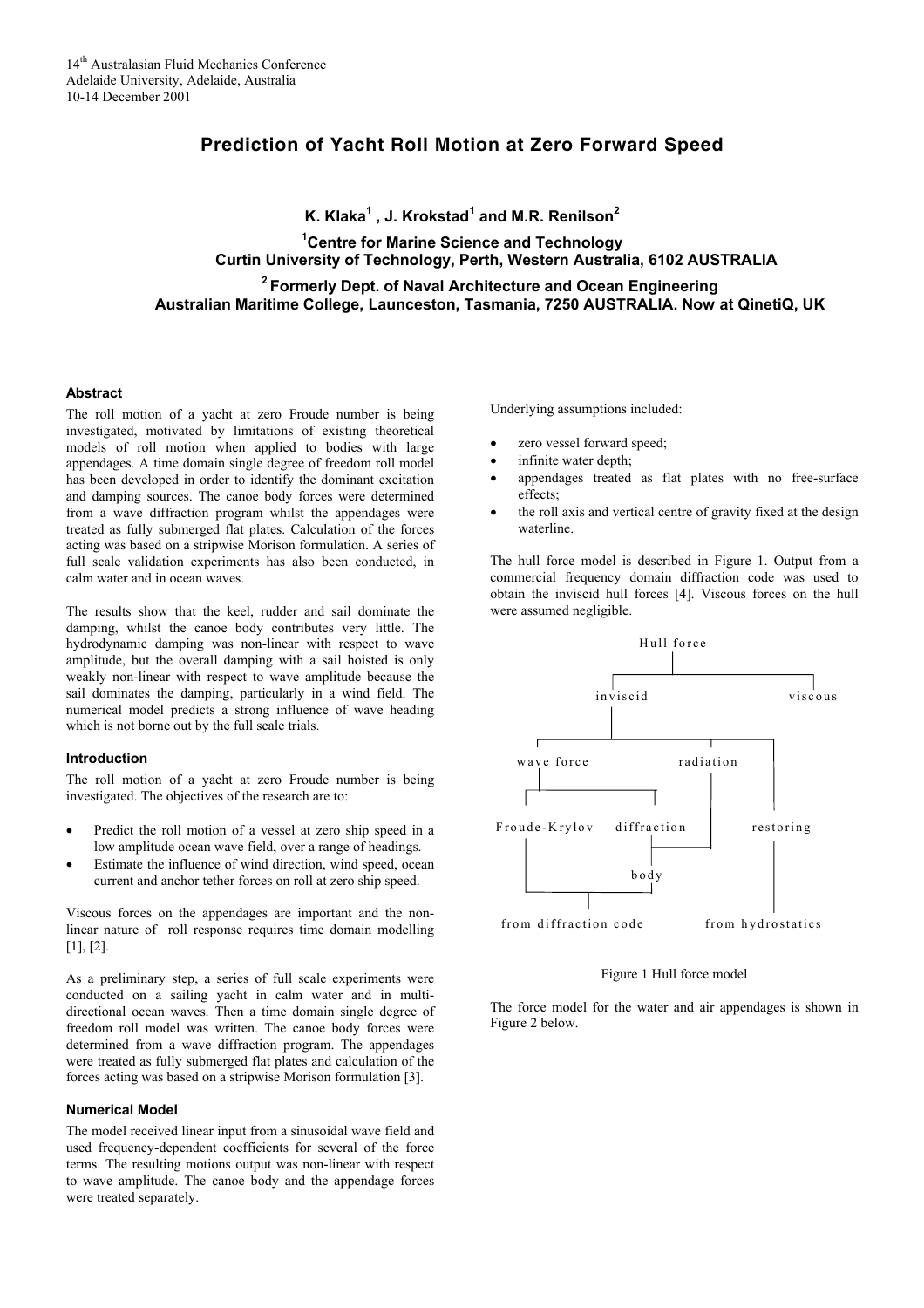14th Australasian Fluid Mechanics Conference
Adelaide University, Adelaide, Australia
10-14 December 2001

# Prediction of Yacht Roll Motion at Zero Forward Speed

**K. Klaka[1], J. Krokstad[1] and M.R. Renilson[2]**

**[1]Centre for Marine Science and Technology**
**Curtin University of Technology, Perth, Western Australia, 6102 AUSTRALIA**

**[2]Formerly Dept. of Naval Architecture and Ocean Engineering**
**Australian Maritime College, Launceston, Tasmania, 7250 AUSTRALIA. Now at QinetiQ, UK**

### Abstract

The roll motion of a yacht at zero Froude number is being investigated, motivated by limitations of existing theoretical models of roll motion when applied to bodies with large appendages. A time domain single degree of freedom roll model has been developed in order to identify the dominant excitation and damping sources. The canoe body forces were determined from a wave diffraction program whilst the appendages were treated as fully submerged flat plates. Calculation of the forces acting was based on a stripwise Morison formulation. A series of full scale validation experiments has also been conducted, in calm water and in ocean waves.

The results show that the keel, rudder and sail dominate the damping, whilst the canoe body contributes very little. The hydrodynamic damping was non-linear with respect to wave amplitude, but the overall damping with a sail hoisted is only weakly non-linear with respect to wave amplitude because the sail dominates the damping, particularly in a wind field. The numerical model predicts a strong influence of wave heading which is not borne out by the full scale trials.

### Introduction

The roll motion of a yacht at zero Froude number is being investigated. The objectives of the research are to:

- Predict the roll motion of a vessel at zero ship speed in a low amplitude ocean wave field, over a range of headings.
- Estimate the influence of wind direction, wind speed, ocean current and anchor tether forces on roll at zero ship speed.

Viscous forces on the appendages are important and the non-linear nature of roll response requires time domain modelling [1], [2].

As a preliminary step, a series of full scale experiments were conducted on a sailing yacht in calm water and in multi-directional ocean waves. Then a time domain single degree of freedom roll model was written. The canoe body forces were determined from a wave diffraction program. The appendages were treated as fully submerged flat plates and calculation of the forces acting was based on a stripwise Morison formulation [3].

### Numerical Model

The model received linear input from a sinusoidal wave field and used frequency-dependent coefficients for several of the force terms. The resulting motions output was non-linear with respect to wave amplitude. The canoe body and the appendage forces were treated separately.

Underlying assumptions included:

- zero vessel forward speed;
- infinite water depth;
- appendages treated as flat plates with no free-surface effects;
- the roll axis and vertical centre of gravity fixed at the design waterline.

The hull force model is described in Figure 1. Output from a commercial frequency domain diffraction code was used to obtain the inviscid hull forces [4]. Viscous forces on the hull were assumed negligible.

```
Hull force
├── inviscid
│   ├── wave force
│   │   ├── Froude-Krylov ──┐
│   │   └── diffraction ──┐ │
│   ├── radiation ────────┤ │
│   │                   body │
│   │                     └─┴── from diffraction code
│   └── restoring ── from hydrostatics
└── viscous
```

Figure 1 Hull force model

The force model for the water and air appendages is shown in Figure 2 below.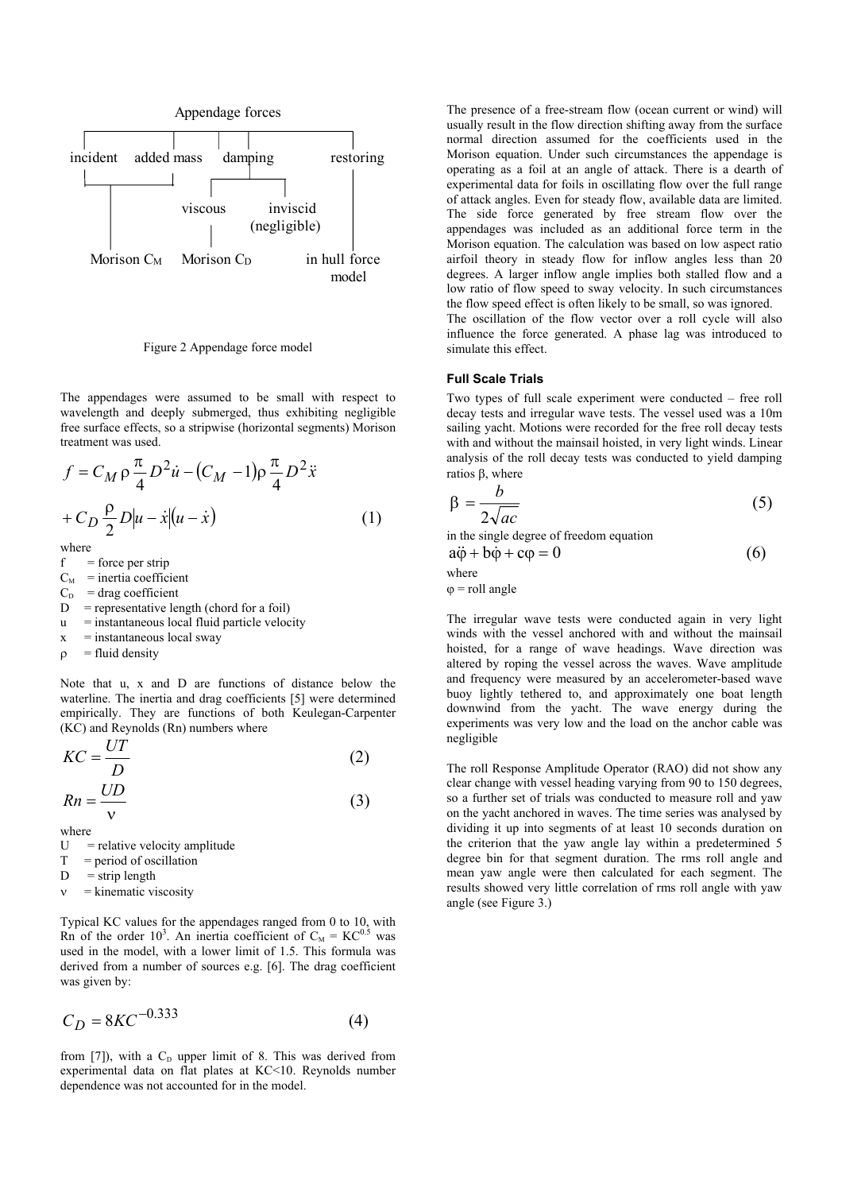Appendage forces

- incident
- added mass
- damping
  - viscous — Morison $C_D$
  - inviscid (negligible)
- restoring — in hull force model

incident, added mass — Morison $C_M$

Figure 2 Appendage force model

The appendages were assumed to be small with respect to wavelength and deeply submerged, thus exhibiting negligible free surface effects, so a stripwise (horizontal segments) Morison treatment was used.

$$f = C_M \rho \frac{\pi}{4} D^2 \dot{u} - (C_M - 1)\rho \frac{\pi}{4} D^2 \ddot{x} + C_D \frac{\rho}{2} D |u - \dot{x}|(u - \dot{x}) \quad (1)$$

where

- $f$ = force per strip
- $C_M$ = inertia coefficient
- $C_D$ = drag coefficient
- $D$ = representative length (chord for a foil)
- $u$ = instantaneous local fluid particle velocity
- $x$ = instantaneous local sway
- $\rho$ = fluid density

Note that u, x and D are functions of distance below the waterline. The inertia and drag coefficients [5] were determined empirically. They are functions of both Keulegan-Carpenter (KC) and Reynolds (Rn) numbers where

$$KC = \frac{UT}{D} \quad (2)$$

$$Rn = \frac{UD}{\nu} \quad (3)$$

where

- $U$ = relative velocity amplitude
- $T$ = period of oscillation
- $D$ = strip length
- $\nu$ = kinematic viscosity

Typical KC values for the appendages ranged from 0 to 10, with Rn of the order $10^3$. An inertia coefficient of $C_M = KC^{0.5}$ was used in the model, with a lower limit of 1.5. This formula was derived from a number of sources e.g. [6]. The drag coefficient was given by:

$$C_D = 8KC^{-0.333} \quad (4)$$

from [7]), with a $C_D$ upper limit of 8. This was derived from experimental data on flat plates at KC<10. Reynolds number dependence was not accounted for in the model.

The presence of a free-stream flow (ocean current or wind) will usually result in the flow direction shifting away from the surface normal direction assumed for the coefficients used in the Morison equation. Under such circumstances the appendage is operating as a foil at an angle of attack. There is a dearth of experimental data for foils in oscillating flow over the full range of attack angles. Even for steady flow, available data are limited. The side force generated by free stream flow over the appendages was included as an additional force term in the Morison equation. The calculation was based on low aspect ratio airfoil theory in steady flow for inflow angles less than 20 degrees. A larger inflow angle implies both stalled flow and a low ratio of flow speed to sway velocity. In such circumstances the flow speed effect is often likely to be small, so was ignored. The oscillation of the flow vector over a roll cycle will also influence the force generated. A phase lag was introduced to simulate this effect.

### Full Scale Trials

Two types of full scale experiment were conducted – free roll decay tests and irregular wave tests. The vessel used was a 10m sailing yacht. Motions were recorded for the free roll decay tests with and without the mainsail hoisted, in very light winds. Linear analysis of the roll decay tests was conducted to yield damping ratios $\beta$, where

$$\beta = \frac{b}{2\sqrt{ac}} \quad (5)$$

in the single degree of freedom equation

$$a\ddot{\varphi} + b\dot{\varphi} + c\varphi = 0 \quad (6)$$

where

$\varphi$ = roll angle

The irregular wave tests were conducted again in very light winds with the vessel anchored with and without the mainsail hoisted, for a range of wave headings. Wave direction was altered by roping the vessel across the waves. Wave amplitude and frequency were measured by an accelerometer-based wave buoy lightly tethered to, and approximately one boat length downwind from the yacht. The wave energy during the experiments was very low and the load on the anchor cable was negligible

The roll Response Amplitude Operator (RAO) did not show any clear change with vessel heading varying from 90 to 150 degrees, so a further set of trials was conducted to measure roll and yaw on the yacht anchored in waves. The time series was analysed by dividing it up into segments of at least 10 seconds duration on the criterion that the yaw angle lay within a predetermined 5 degree bin for that segment duration. The rms roll angle and mean yaw angle were then calculated for each segment. The results showed very little correlation of rms roll angle with yaw angle (see Figure 3.)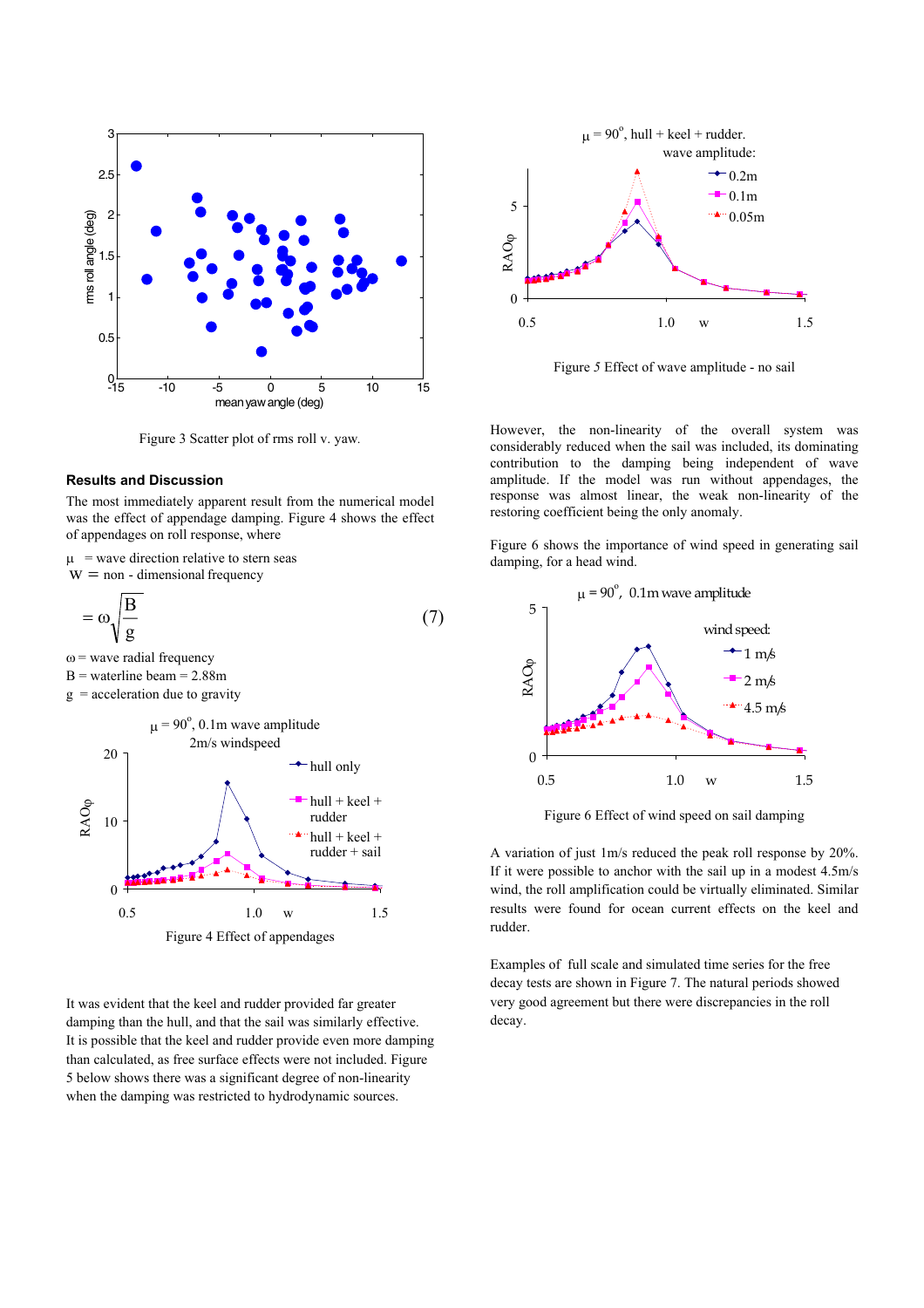Figure 3 Scatter plot of rms roll v. yaw.

## Results and Discussion

The most immediately apparent result from the numerical model was the effect of appendage damping. Figure 4 shows the effect of appendages on roll response, where

$\mu$ = wave direction relative to stern seas
$W$ = non - dimensional frequency

$$= \omega\sqrt{\frac{B}{g}} \tag{7}$$

$\omega$ = wave radial frequency
B = waterline beam = 2.88m
g = acceleration due to gravity

Figure 4 Effect of appendages

It was evident that the keel and rudder provided far greater damping than the hull, and that the sail was similarly effective. It is possible that the keel and rudder provide even more damping than calculated, as free surface effects were not included. Figure 5 below shows there was a significant degree of non-linearity when the damping was restricted to hydrodynamic sources.

Figure 5 Effect of wave amplitude - no sail

However, the non-linearity of the overall system was considerably reduced when the sail was included, its dominating contribution to the damping being independent of wave amplitude. If the model was run without appendages, the response was almost linear, the weak non-linearity of the restoring coefficient being the only anomaly.

Figure 6 shows the importance of wind speed in generating sail damping, for a head wind.

Figure 6 Effect of wind speed on sail damping

A variation of just 1m/s reduced the peak roll response by 20%. If it were possible to anchor with the sail up in a modest 4.5m/s wind, the roll amplification could be virtually eliminated. Similar results were found for ocean current effects on the keel and rudder.

Examples of full scale and simulated time series for the free decay tests are shown in Figure 7. The natural periods showed very good agreement but there were discrepancies in the roll decay.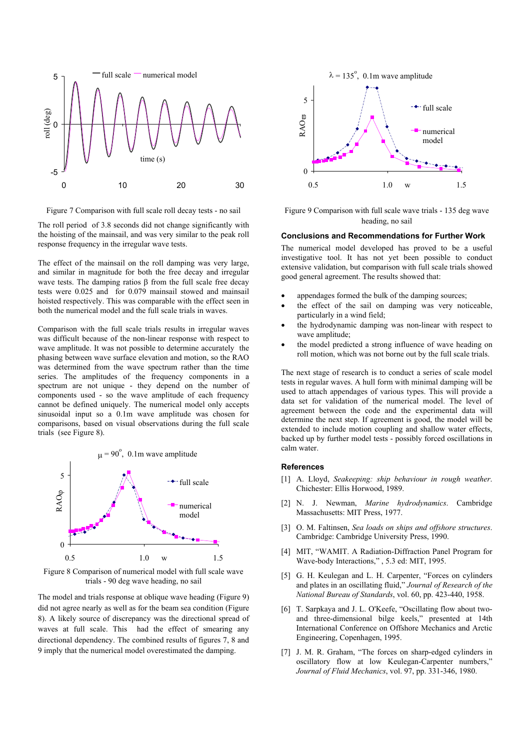5

— full scale — numerical model

roll (deg)

0

time (s)

-5

0 10 20 30

Figure 7 Comparison with full scale roll decay tests - no sail

The roll period of 3.8 seconds did not change significantly with the hoisting of the mainsail, and was very similar to the peak roll response frequency in the irregular wave tests.

The effect of the mainsail on the roll damping was very large, and similar in magnitude for both the free decay and irregular wave tests. The damping ratios β from the full scale free decay tests were 0.025 and for 0.079 mainsail stowed and mainsail hoisted respectively. This was comparable with the effect seen in both the numerical model and the full scale trials in waves.

Comparison with the full scale trials results in irregular waves was difficult because of the non-linear response with respect to wave amplitude. It was not possible to determine accurately the phasing between wave surface elevation and motion, so the RAO was determined from the wave spectrum rather than the time series. The amplitudes of the frequency components in a spectrum are not unique - they depend on the number of components used - so the wave amplitude of each frequency cannot be defined uniquely. The numerical model only accepts sinusoidal input so a 0.1m wave amplitude was chosen for comparisons, based on visual observations during the full scale trials (see Figure 8).

$\mu = 90^{o}$, 0.1m wave amplitude

5

RAOφ

full scale

numerical model

0

0.5 1.0 w 1.5

Figure 8 Comparison of numerical model with full scale wave trials - 90 deg wave heading, no sail

The model and trials response at oblique wave heading (Figure 9) did not agree nearly as well as for the beam sea condition (Figure 8). A likely source of discrepancy was the directional spread of waves at full scale. This had the effect of smearing any directional dependency. The combined results of figures 7, 8 and 9 imply that the numerical model overestimated the damping.

$\lambda = 135^{o}$, 0.1m wave amplitude

5

RAOϖ

full scale

numerical model

0

0.5 1.0 w 1.5

Figure 9 Comparison with full scale wave trials - 135 deg wave heading, no sail

### Conclusions and Recommendations for Further Work

The numerical model developed has proved to be a useful investigative tool. It has not yet been possible to conduct extensive validation, but comparison with full scale trials showed good general agreement. The results showed that:

- appendages formed the bulk of the damping sources;
- the effect of the sail on damping was very noticeable, particularly in a wind field;
- the hydrodynamic damping was non-linear with respect to wave amplitude;
- the model predicted a strong influence of wave heading on roll motion, which was not borne out by the full scale trials.

The next stage of research is to conduct a series of scale model tests in regular waves. A hull form with minimal damping will be used to attach appendages of various types. This will provide a data set for validation of the numerical model. The level of agreement between the code and the experimental data will determine the next step. If agreement is good, the model will be extended to include motion coupling and shallow water effects, backed up by further model tests - possibly forced oscillations in calm water.

### References

[1] A. Lloyd, *Seakeeping: ship behaviour in rough weather*. Chichester: Ellis Horwood, 1989.

[2] N. J. Newman, *Marine hydrodynamics*. Cambridge Massachusetts: MIT Press, 1977.

[3] O. M. Faltinsen, *Sea loads on ships and offshore structures*. Cambridge: Cambridge University Press, 1990.

[4] MIT, "WAMIT. A Radiation-Diffraction Panel Program for Wave-body Interactions," , 5.3 ed: MIT, 1995.

[5] G. H. Keulegan and L. H. Carpenter, "Forces on cylinders and plates in an oscillating fluid," *Journal of Research of the National Bureau of Standards*, vol. 60, pp. 423-440, 1958.

[6] T. Sarpkaya and J. L. O'Keefe, "Oscillating flow about two- and three-dimensional bilge keels," presented at 14th International Conference on Offshore Mechanics and Arctic Engineering, Copenhagen, 1995.

[7] J. M. R. Graham, "The forces on sharp-edged cylinders in oscillatory flow at low Keulegan-Carpenter numbers," *Journal of Fluid Mechanics*, vol. 97, pp. 331-346, 1980.